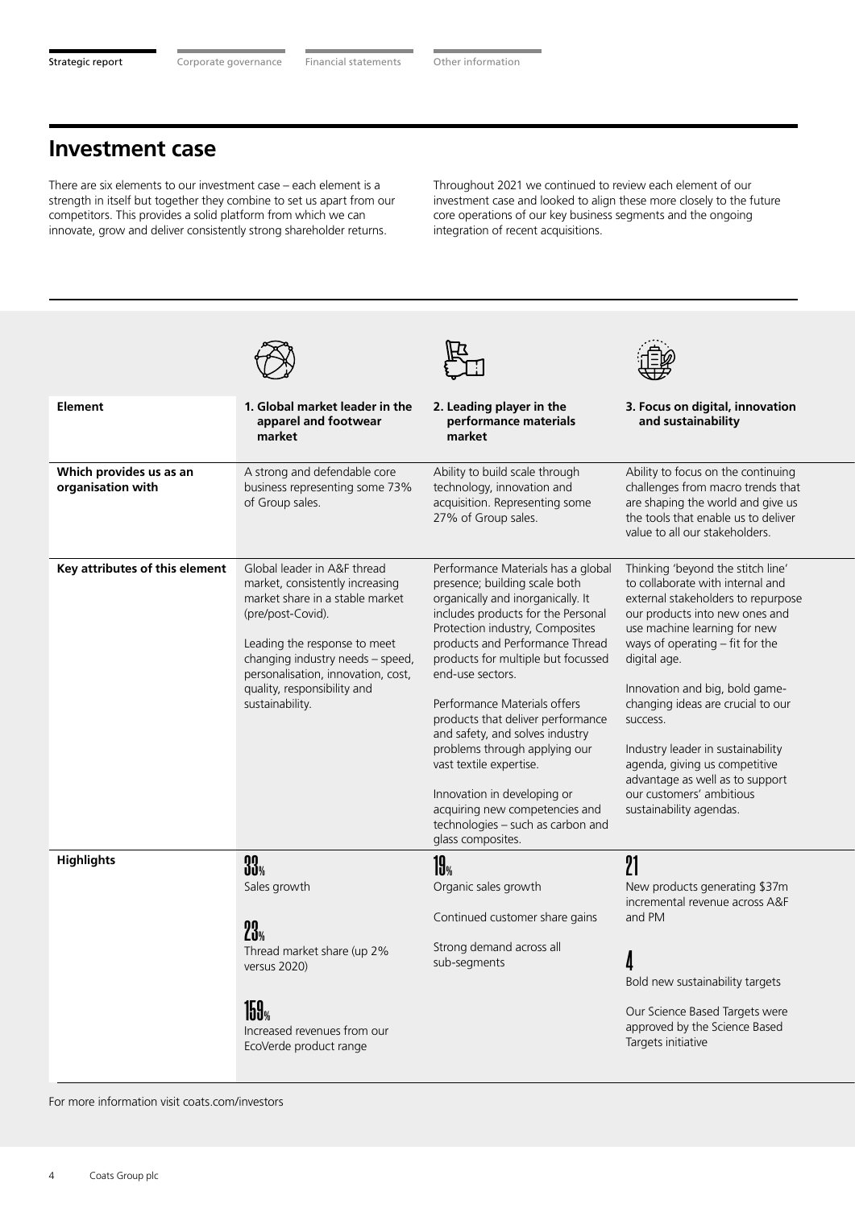# Investment case

There are six elements to our investment case – each element is a strength in itself but together they combine to set us apart from our competitors. This provides a solid platform from which we can innovate, grow and deliver consistently strong shareholder returns.

Throughout 2021 we continued to review each element of our investment case and looked to align these more closely to the future core operations of our key business segments and the ongoing integration of recent acquisitions.

| Element | 1. Global market leader in the apparel and footwear market | 2. Leading player in the performance materials market | 3. Focus on digital, innovation and sustainability |
|---|---|---|---|
| **Which provides us as an organisation with** | A strong and defendable core business representing some 73% of Group sales. | Ability to build scale through technology, innovation and acquisition. Representing some 27% of Group sales. | Ability to focus on the continuing challenges from macro trends that are shaping the world and give us the tools that enable us to deliver value to all our stakeholders. |
| **Key attributes of this element** | Global leader in A&F thread market, consistently increasing market share in a stable market (pre/post-Covid).<br><br>Leading the response to meet changing industry needs – speed, personalisation, innovation, cost, quality, responsibility and sustainability. | Performance Materials has a global presence; building scale both organically and inorganically. It includes products for the Personal Protection industry, Composites products and Performance Thread products for multiple but focussed end-use sectors.<br><br>Performance Materials offers products that deliver performance and safety, and solves industry problems through applying our vast textile expertise.<br><br>Innovation in developing or acquiring new competencies and technologies – such as carbon and glass composites. | Thinking 'beyond the stitch line' to collaborate with internal and external stakeholders to repurpose our products into new ones and use machine learning for new ways of operating – fit for the digital age.<br><br>Innovation and big, bold game-changing ideas are crucial to our success.<br><br>Industry leader in sustainability agenda, giving us competitive advantage as well as to support our customers' ambitious sustainability agendas. |
| **Highlights** | **33%**<br>Sales growth<br><br>**23%**<br>Thread market share (up 2% versus 2020)<br><br>**159%**<br>Increased revenues from our EcoVerde product range | **19%**<br>Organic sales growth<br><br>Continued customer share gains<br><br>Strong demand across all sub-segments | **21**<br>New products generating $37m incremental revenue across A&F and PM<br><br>**4**<br>Bold new sustainability targets<br><br>Our Science Based Targets were approved by the Science Based Targets initiative |

For more information visit coats.com/investors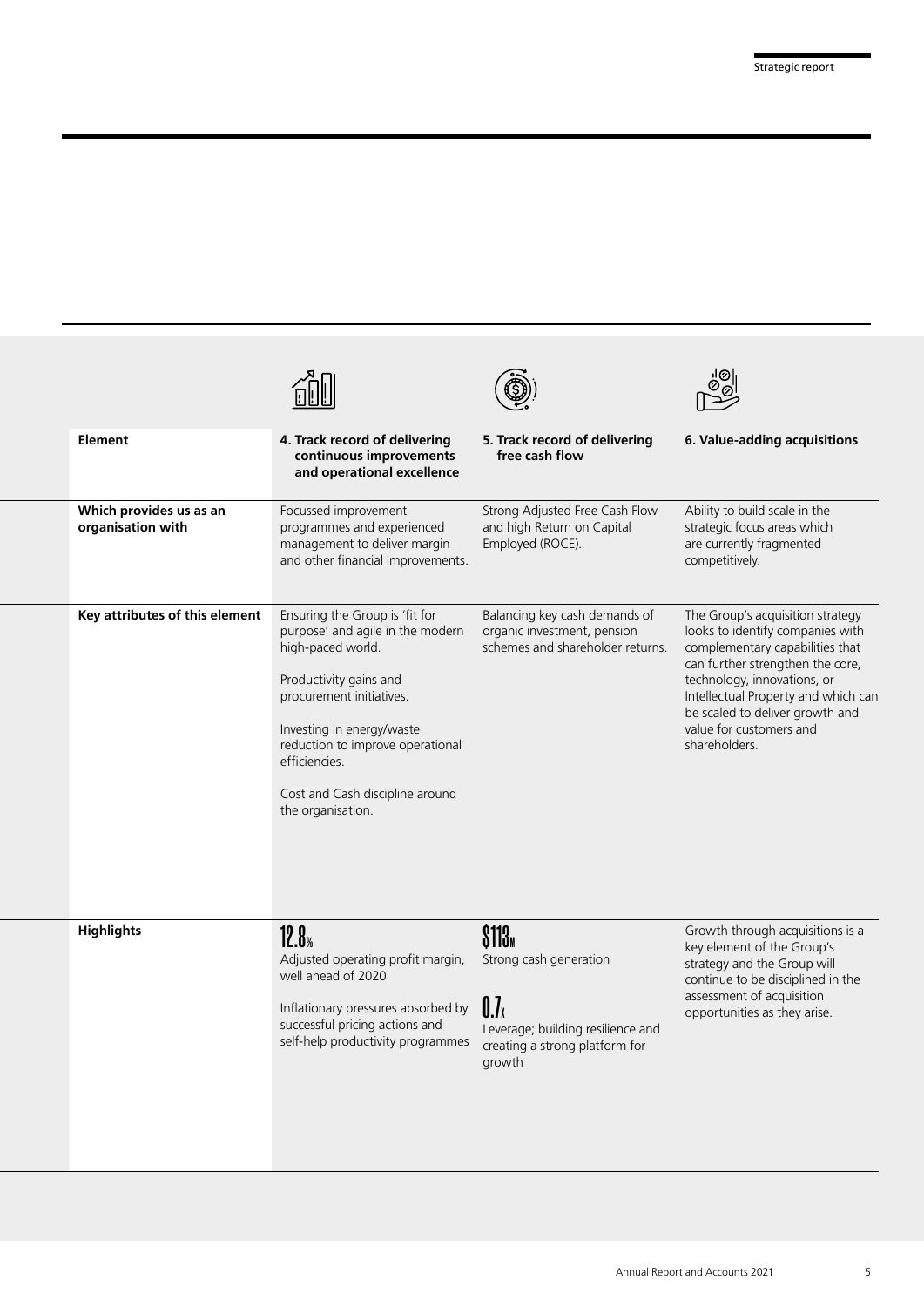| Element | 4. Track record of delivering continuous improvements and operational excellence | 5. Track record of delivering free cash flow | 6. Value-adding acquisitions |
|---|---|---|---|
| Which provides us as an organisation with | Focussed improvement programmes and experienced management to deliver margin and other financial improvements. | Strong Adjusted Free Cash Flow and high Return on Capital Employed (ROCE). | Ability to build scale in the strategic focus areas which are currently fragmented competitively. |
| Key attributes of this element | Ensuring the Group is 'fit for purpose' and agile in the modern high-paced world.<br><br>Productivity gains and procurement initiatives.<br><br>Investing in energy/waste reduction to improve operational efficiencies.<br><br>Cost and Cash discipline around the organisation. | Balancing key cash demands of organic investment, pension schemes and shareholder returns. | The Group's acquisition strategy looks to identify companies with complementary capabilities that can further strengthen the core, technology, innovations, or Intellectual Property and which can be scaled to deliver growth and value for customers and shareholders. |
| Highlights | **12.8%**<br>Adjusted operating profit margin, well ahead of 2020<br><br>Inflationary pressures absorbed by successful pricing actions and self-help productivity programmes | **$113M**<br>Strong cash generation<br><br>**0.7x**<br>Leverage; building resilience and creating a strong platform for growth | Growth through acquisitions is a key element of the Group's strategy and the Group will continue to be disciplined in the assessment of acquisition opportunities as they arise. |